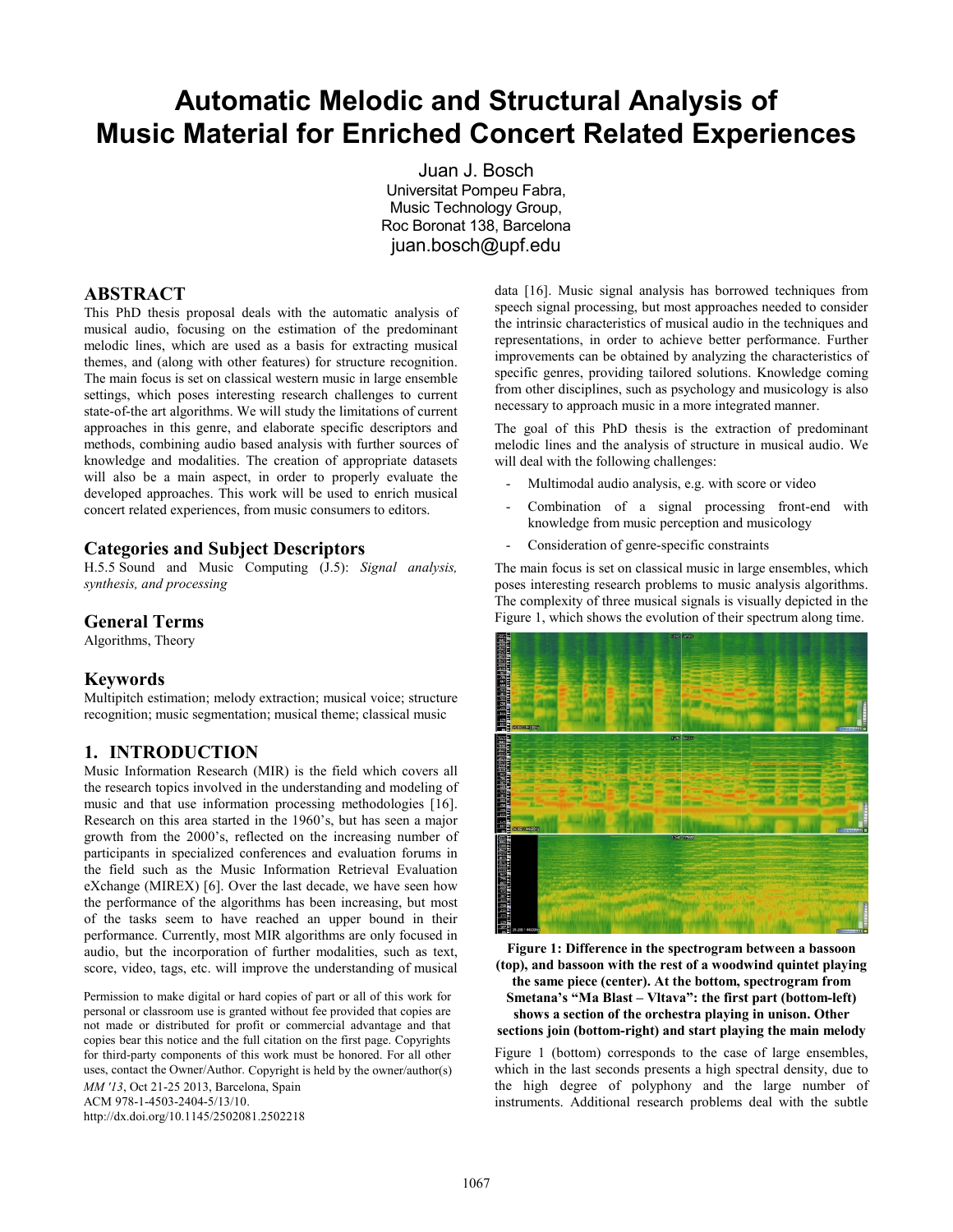# Automatic Melodic and Structural Analysis of Music Material for Enriched Concert Related Experiences

Juan J. Bosch
Universitat Pompeu Fabra,
Music Technology Group,
Roc Boronat 138, Barcelona
juan.bosch@upf.edu

## ABSTRACT

This PhD thesis proposal deals with the automatic analysis of musical audio, focusing on the estimation of the predominant melodic lines, which are used as a basis for extracting musical themes, and (along with other features) for structure recognition. The main focus is set on classical western music in large ensemble settings, which poses interesting research challenges to current state-of-the art algorithms. We will study the limitations of current approaches in this genre, and elaborate specific descriptors and methods, combining audio based analysis with further sources of knowledge and modalities. The creation of appropriate datasets will also be a main aspect, in order to properly evaluate the developed approaches. This work will be used to enrich musical concert related experiences, from music consumers to editors.

## Categories and Subject Descriptors

H.5.5 Sound and Music Computing (J.5): *Signal analysis, synthesis, and processing*

## General Terms

Algorithms, Theory

## Keywords

Multipitch estimation; melody extraction; musical voice; structure recognition; music segmentation; musical theme; classical music

## 1. INTRODUCTION

Music Information Research (MIR) is the field which covers all the research topics involved in the understanding and modeling of music and that use information processing methodologies [16]. Research on this area started in the 1960's, but has seen a major growth from the 2000's, reflected on the increasing number of participants in specialized conferences and evaluation forums in the field such as the Music Information Retrieval Evaluation eXchange (MIREX) [6]. Over the last decade, we have seen how the performance of the algorithms has been increasing, but most of the tasks seem to have reached an upper bound in their performance. Currently, most MIR algorithms are only focused in audio, but the incorporation of further modalities, such as text, score, video, tags, etc. will improve the understanding of musical data [16]. Music signal analysis has borrowed techniques from speech signal processing, but most approaches needed to consider the intrinsic characteristics of musical audio in the techniques and representations, in order to achieve better performance. Further improvements can be obtained by analyzing the characteristics of specific genres, providing tailored solutions. Knowledge coming from other disciplines, such as psychology and musicology is also necessary to approach music in a more integrated manner.

Permission to make digital or hard copies of part or all of this work for personal or classroom use is granted without fee provided that copies are not made or distributed for profit or commercial advantage and that copies bear this notice and the full citation on the first page. Copyrights for third-party components of this work must be honored. For all other uses, contact the Owner/Author. Copyright is held by the owner/author(s)
*MM '13*, Oct 21-25 2013, Barcelona, Spain
ACM 978-1-4503-2404-5/13/10.
http://dx.doi.org/10.1145/2502081.2502218

The goal of this PhD thesis is the extraction of predominant melodic lines and the analysis of structure in musical audio. We will deal with the following challenges:

- Multimodal audio analysis, e.g. with score or video
- Combination of a signal processing front-end with knowledge from music perception and musicology
- Consideration of genre-specific constraints

The main focus is set on classical music in large ensembles, which poses interesting research problems to music analysis algorithms. The complexity of three musical signals is visually depicted in the Figure 1, which shows the evolution of their spectrum along time.

**Figure 1: Difference in the spectrogram between a bassoon (top), and bassoon with the rest of a woodwind quintet playing the same piece (center). At the bottom, spectrogram from Smetana's "Ma Blast – Vltava": the first part (bottom-left) shows a section of the orchestra playing in unison. Other sections join (bottom-right) and start playing the main melody**

Figure 1 (bottom) corresponds to the case of large ensembles, which in the last seconds presents a high spectral density, due to the high degree of polyphony and the large number of instruments. Additional research problems deal with the subtle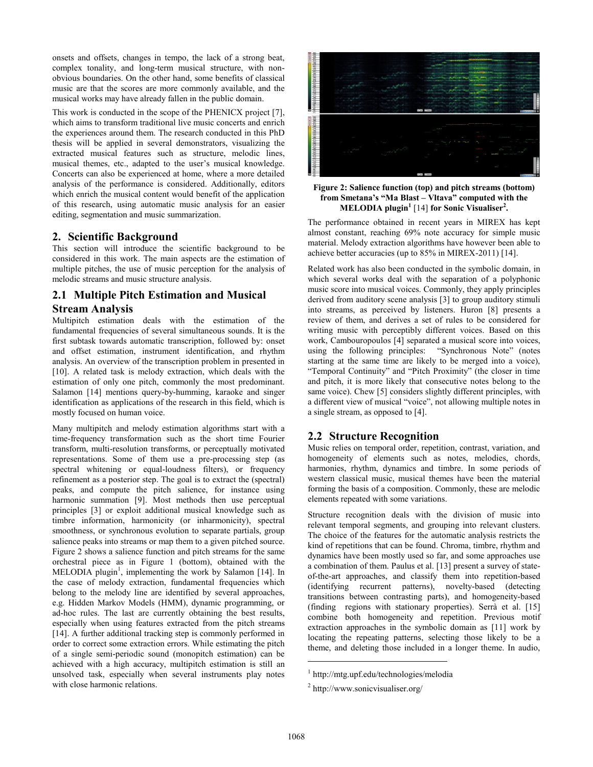onsets and offsets, changes in tempo, the lack of a strong beat, complex tonality, and long-term musical structure, with non-obvious boundaries. On the other hand, some benefits of classical music are that the scores are more commonly available, and the musical works may have already fallen in the public domain.

This work is conducted in the scope of the PHENICX project [7], which aims to transform traditional live music concerts and enrich the experiences around them. The research conducted in this PhD thesis will be applied in several demonstrators, visualizing the extracted musical features such as structure, melodic lines, musical themes, etc., adapted to the user's musical knowledge. Concerts can also be experienced at home, where a more detailed analysis of the performance is considered. Additionally, editors which enrich the musical content would benefit of the application of this research, using automatic music analysis for an easier editing, segmentation and music summarization.

## 2. Scientific Background

This section will introduce the scientific background to be considered in this work. The main aspects are the estimation of multiple pitches, the use of music perception for the analysis of melodic streams and music structure analysis.

### 2.1 Multiple Pitch Estimation and Musical Stream Analysis

Multipitch estimation deals with the estimation of the fundamental frequencies of several simultaneous sounds. It is the first subtask towards automatic transcription, followed by: onset and offset estimation, instrument identification, and rhythm analysis. An overview of the transcription problem in presented in [10]. A related task is melody extraction, which deals with the estimation of only one pitch, commonly the most predominant. Salamon [14] mentions query-by-humming, karaoke and singer identification as applications of the research in this field, which is mostly focused on human voice.

Many multipitch and melody estimation algorithms start with a time-frequency transformation such as the short time Fourier transform, multi-resolution transforms, or perceptually motivated representations. Some of them use a pre-processing step (as spectral whitening or equal-loudness filters), or frequency refinement as a posterior step. The goal is to extract the (spectral) peaks, and compute the pitch salience, for instance using harmonic summation [9]. Most methods then use perceptual principles [3] or exploit additional musical knowledge such as timbre information, harmonicity (or inharmonicity), spectral smoothness, or synchronous evolution to separate partials, group salience peaks into streams or map them to a given pitched source. Figure 2 shows a salience function and pitch streams for the same orchestral piece as in Figure 1 (bottom), obtained with the MELODIA plugin[1], implementing the work by Salamon [14]. In the case of melody extraction, fundamental frequencies which belong to the melody line are identified by several approaches, e.g. Hidden Markov Models (HMM), dynamic programming, or ad-hoc rules. The last are currently obtaining the best results, especially when using features extracted from the pitch streams [14]. A further additional tracking step is commonly performed in order to correct some extraction errors. While estimating the pitch of a single semi-periodic sound (monopitch estimation) can be achieved with a high accuracy, multipitch estimation is still an unsolved task, especially when several instruments play notes with close harmonic relations.

**Figure 2: Salience function (top) and pitch streams (bottom) from Smetana's "Ma Blast – Vltava" computed with the MELODIA plugin[1] [14] for Sonic Visualiser[2].**

The performance obtained in recent years in MIREX has kept almost constant, reaching 69% note accuracy for simple music material. Melody extraction algorithms have however been able to achieve better accuracies (up to 85% in MIREX-2011) [14].

Related work has also been conducted in the symbolic domain, in which several works deal with the separation of a polyphonic music score into musical voices. Commonly, they apply principles derived from auditory scene analysis [3] to group auditory stimuli into streams, as perceived by listeners. Huron [8] presents a review of them, and derives a set of rules to be considered for writing music with perceptibly different voices. Based on this work, Cambouropoulos [4] separated a musical score into voices, using the following principles: "Synchronous Note" (notes starting at the same time are likely to be merged into a voice), "Temporal Continuity" and "Pitch Proximity" (the closer in time and pitch, it is more likely that consecutive notes belong to the same voice). Chew [5] considers slightly different principles, with a different view of musical "voice", not allowing multiple notes in a single stream, as opposed to [4].

### 2.2 Structure Recognition

Music relies on temporal order, repetition, contrast, variation, and homogeneity of elements such as notes, melodies, chords, harmonies, rhythm, dynamics and timbre. In some periods of western classical music, musical themes have been the material forming the basis of a composition. Commonly, these are melodic elements repeated with some variations.

Structure recognition deals with the division of music into relevant temporal segments, and grouping into relevant clusters. The choice of the features for the automatic analysis restricts the kind of repetitions that can be found. Chroma, timbre, rhythm and dynamics have been mostly used so far, and some approaches use a combination of them. Paulus et al. [13] present a survey of state-of-the-art approaches, and classify them into repetition-based (identifying recurrent patterns), novelty-based (detecting transitions between contrasting parts), and homogeneity-based (finding regions with stationary properties). Serrà et al. [15] combine both homogeneity and repetition. Previous motif extraction approaches in the symbolic domain as [11] work by locating the repeating patterns, selecting those likely to be a theme, and deleting those included in a longer theme. In audio,

[1] http://mtg.upf.edu/technologies/melodia

[2] http://www.sonicvisualiser.org/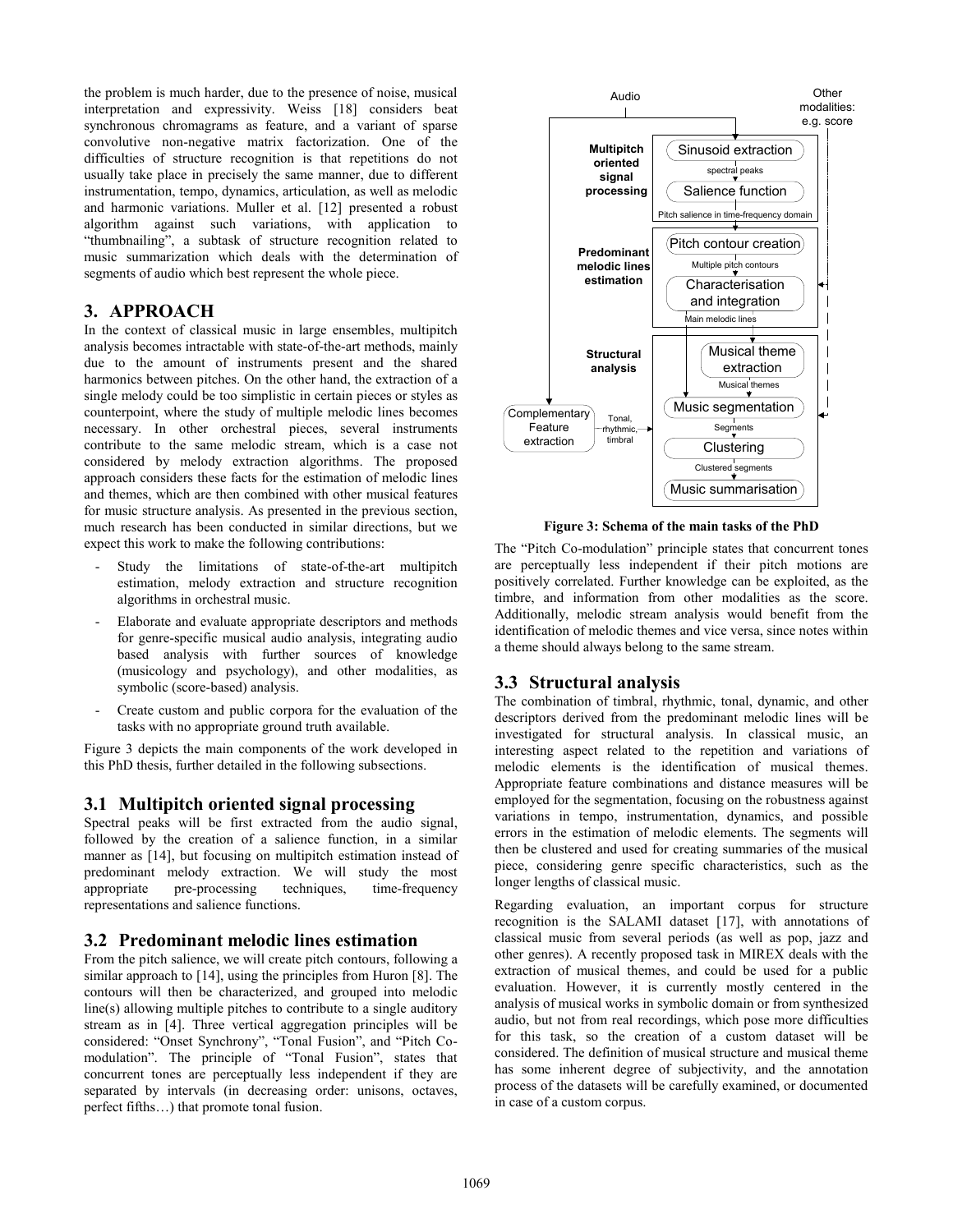the problem is much harder, due to the presence of noise, musical interpretation and expressivity. Weiss [18] considers beat synchronous chromagrams as feature, and a variant of sparse convolutive non-negative matrix factorization. One of the difficulties of structure recognition is that repetitions do not usually take place in precisely the same manner, due to different instrumentation, tempo, dynamics, articulation, as well as melodic and harmonic variations. Muller et al. [12] presented a robust algorithm against such variations, with application to "thumbnailing", a subtask of structure recognition related to music summarization which deals with the determination of segments of audio which best represent the whole piece.

## 3. APPROACH

In the context of classical music in large ensembles, multipitch analysis becomes intractable with state-of-the-art methods, mainly due to the amount of instruments present and the shared harmonics between pitches. On the other hand, the extraction of a single melody could be too simplistic in certain pieces or styles as counterpoint, where the study of multiple melodic lines becomes necessary. In other orchestral pieces, several instruments contribute to the same melodic stream, which is a case not considered by melody extraction algorithms. The proposed approach considers these facts for the estimation of melodic lines and themes, which are then combined with other musical features for music structure analysis. As presented in the previous section, much research has been conducted in similar directions, but we expect this work to make the following contributions:

- Study the limitations of state-of-the-art multipitch estimation, melody extraction and structure recognition algorithms in orchestral music.
- Elaborate and evaluate appropriate descriptors and methods for genre-specific musical audio analysis, integrating audio based analysis with further sources of knowledge (musicology and psychology), and other modalities, as symbolic (score-based) analysis.
- Create custom and public corpora for the evaluation of the tasks with no appropriate ground truth available.

Figure 3 depicts the main components of the work developed in this PhD thesis, further detailed in the following subsections.

### 3.1 Multipitch oriented signal processing

Spectral peaks will be first extracted from the audio signal, followed by the creation of a salience function, in a similar manner as [14], but focusing on multipitch estimation instead of predominant melody extraction. We will study the most appropriate pre-processing techniques, time-frequency representations and salience functions.

### 3.2 Predominant melodic lines estimation

From the pitch salience, we will create pitch contours, following a similar approach to [14], using the principles from Huron [8]. The contours will then be characterized, and grouped into melodic line(s) allowing multiple pitches to contribute to a single auditory stream as in [4]. Three vertical aggregation principles will be considered: "Onset Synchrony", "Tonal Fusion", and "Pitch Co-modulation". The principle of "Tonal Fusion", states that concurrent tones are perceptually less independent if they are separated by intervals (in decreasing order: unisons, octaves, perfect fifths…) that promote tonal fusion.

**Figure 3: Schema of the main tasks of the PhD**

The "Pitch Co-modulation" principle states that concurrent tones are perceptually less independent if their pitch motions are positively correlated. Further knowledge can be exploited, as the timbre, and information from other modalities as the score. Additionally, melodic stream analysis would benefit from the identification of melodic themes and vice versa, since notes within a theme should always belong to the same stream.

### 3.3 Structural analysis

The combination of timbral, rhythmic, tonal, dynamic, and other descriptors derived from the predominant melodic lines will be investigated for structural analysis. In classical music, an interesting aspect related to the repetition and variations of melodic elements is the identification of musical themes. Appropriate feature combinations and distance measures will be employed for the segmentation, focusing on the robustness against variations in tempo, instrumentation, dynamics, and possible errors in the estimation of melodic elements. The segments will then be clustered and used for creating summaries of the musical piece, considering genre specific characteristics, such as the longer lengths of classical music.

Regarding evaluation, an important corpus for structure recognition is the SALAMI dataset [17], with annotations of classical music from several periods (as well as pop, jazz and other genres). A recently proposed task in MIREX deals with the extraction of musical themes, and could be used for a public evaluation. However, it is currently mostly centered in the analysis of musical works in symbolic domain or from synthesized audio, but not from real recordings, which pose more difficulties for this task, so the creation of a custom dataset will be considered. The definition of musical structure and musical theme has some inherent degree of subjectivity, and the annotation process of the datasets will be carefully examined, or documented in case of a custom corpus.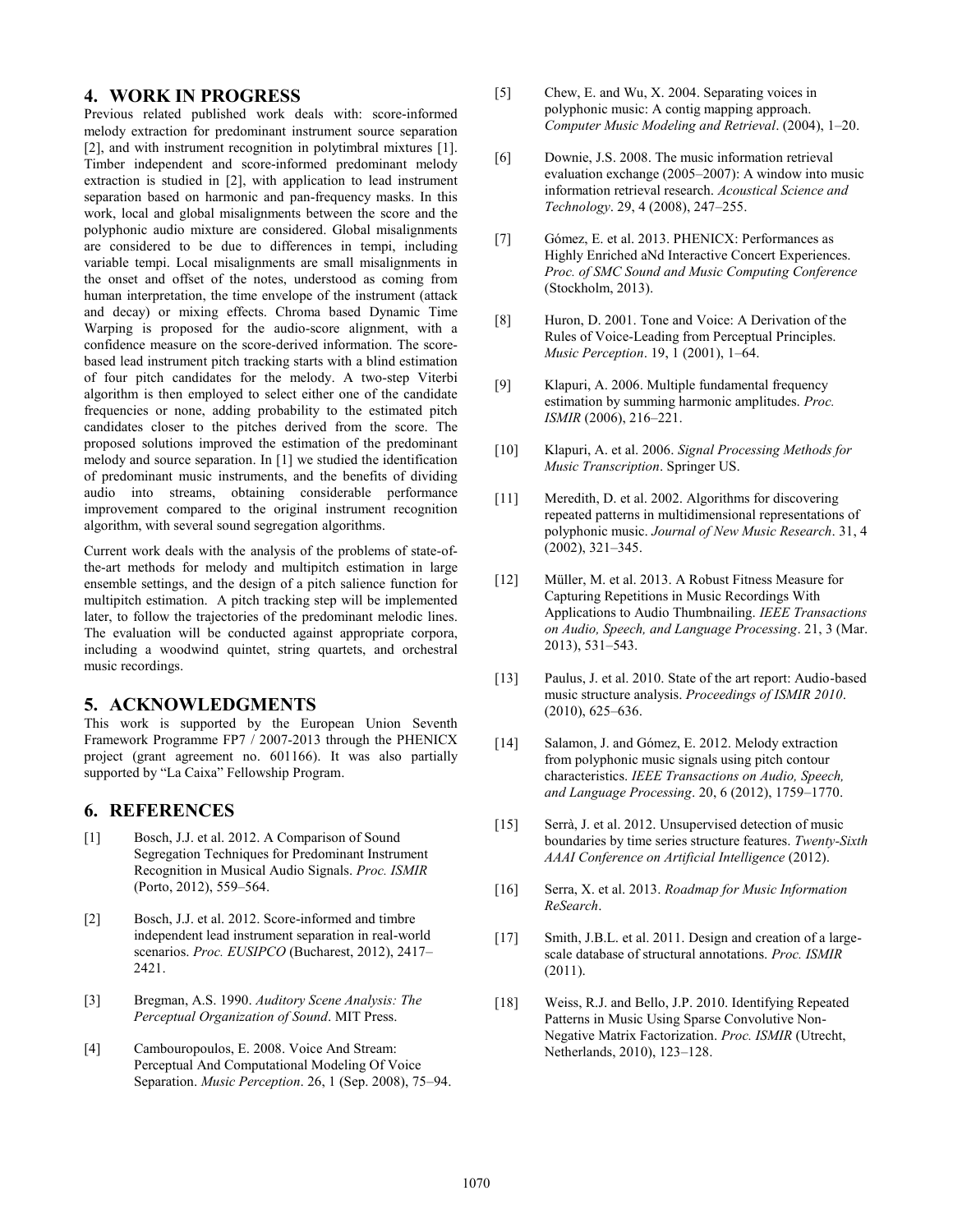## 4. WORK IN PROGRESS

Previous related published work deals with: score-informed melody extraction for predominant instrument source separation [2], and with instrument recognition in polytimbral mixtures [1]. Timber independent and score-informed predominant melody extraction is studied in [2], with application to lead instrument separation based on harmonic and pan-frequency masks. In this work, local and global misalignments between the score and the polyphonic audio mixture are considered. Global misalignments are considered to be due to differences in tempi, including variable tempi. Local misalignments are small misalignments in the onset and offset of the notes, understood as coming from human interpretation, the time envelope of the instrument (attack and decay) or mixing effects. Chroma based Dynamic Time Warping is proposed for the audio-score alignment, with a confidence measure on the score-derived information. The score-based lead instrument pitch tracking starts with a blind estimation of four pitch candidates for the melody. A two-step Viterbi algorithm is then employed to select either one of the candidate frequencies or none, adding probability to the estimated pitch candidates closer to the pitches derived from the score. The proposed solutions improved the estimation of the predominant melody and source separation. In [1] we studied the identification of predominant music instruments, and the benefits of dividing audio into streams, obtaining considerable performance improvement compared to the original instrument recognition algorithm, with several sound segregation algorithms.

Current work deals with the analysis of the problems of state-of-the-art methods for melody and multipitch estimation in large ensemble settings, and the design of a pitch salience function for multipitch estimation. A pitch tracking step will be implemented later, to follow the trajectories of the predominant melodic lines. The evaluation will be conducted against appropriate corpora, including a woodwind quintet, string quartets, and orchestral music recordings.

## 5. ACKNOWLEDGMENTS

This work is supported by the European Union Seventh Framework Programme FP7 / 2007-2013 through the PHENICX project (grant agreement no. 601166). It was also partially supported by "La Caixa" Fellowship Program.

## 6. REFERENCES

[1] Bosch, J.J. et al. 2012. A Comparison of Sound Segregation Techniques for Predominant Instrument Recognition in Musical Audio Signals. *Proc. ISMIR* (Porto, 2012), 559–564.

[2] Bosch, J.J. et al. 2012. Score-informed and timbre independent lead instrument separation in real-world scenarios. *Proc. EUSIPCO* (Bucharest, 2012), 2417–2421.

[3] Bregman, A.S. 1990. *Auditory Scene Analysis: The Perceptual Organization of Sound*. MIT Press.

[4] Cambouropoulos, E. 2008. Voice And Stream: Perceptual And Computational Modeling Of Voice Separation. *Music Perception*. 26, 1 (Sep. 2008), 75–94.

[5] Chew, E. and Wu, X. 2004. Separating voices in polyphonic music: A contig mapping approach. *Computer Music Modeling and Retrieval*. (2004), 1–20.

[6] Downie, J.S. 2008. The music information retrieval evaluation exchange (2005–2007): A window into music information retrieval research. *Acoustical Science and Technology*. 29, 4 (2008), 247–255.

[7] Gómez, E. et al. 2013. PHENICX: Performances as Highly Enriched aNd Interactive Concert Experiences. *Proc. of SMC Sound and Music Computing Conference* (Stockholm, 2013).

[8] Huron, D. 2001. Tone and Voice: A Derivation of the Rules of Voice-Leading from Perceptual Principles. *Music Perception*. 19, 1 (2001), 1–64.

[9] Klapuri, A. 2006. Multiple fundamental frequency estimation by summing harmonic amplitudes. *Proc. ISMIR* (2006), 216–221.

[10] Klapuri, A. et al. 2006. *Signal Processing Methods for Music Transcription*. Springer US.

[11] Meredith, D. et al. 2002. Algorithms for discovering repeated patterns in multidimensional representations of polyphonic music. *Journal of New Music Research*. 31, 4 (2002), 321–345.

[12] Müller, M. et al. 2013. A Robust Fitness Measure for Capturing Repetitions in Music Recordings With Applications to Audio Thumbnailing. *IEEE Transactions on Audio, Speech, and Language Processing*. 21, 3 (Mar. 2013), 531–543.

[13] Paulus, J. et al. 2010. State of the art report: Audio-based music structure analysis. *Proceedings of ISMIR 2010*. (2010), 625–636.

[14] Salamon, J. and Gómez, E. 2012. Melody extraction from polyphonic music signals using pitch contour characteristics. *IEEE Transactions on Audio, Speech, and Language Processing*. 20, 6 (2012), 1759–1770.

[15] Serrà, J. et al. 2012. Unsupervised detection of music boundaries by time series structure features. *Twenty-Sixth AAAI Conference on Artificial Intelligence* (2012).

[16] Serra, X. et al. 2013. *Roadmap for Music Information ReSearch*.

[17] Smith, J.B.L. et al. 2011. Design and creation of a large-scale database of structural annotations. *Proc. ISMIR* (2011).

[18] Weiss, R.J. and Bello, J.P. 2010. Identifying Repeated Patterns in Music Using Sparse Convolutive Non-Negative Matrix Factorization. *Proc. ISMIR* (Utrecht, Netherlands, 2010), 123–128.